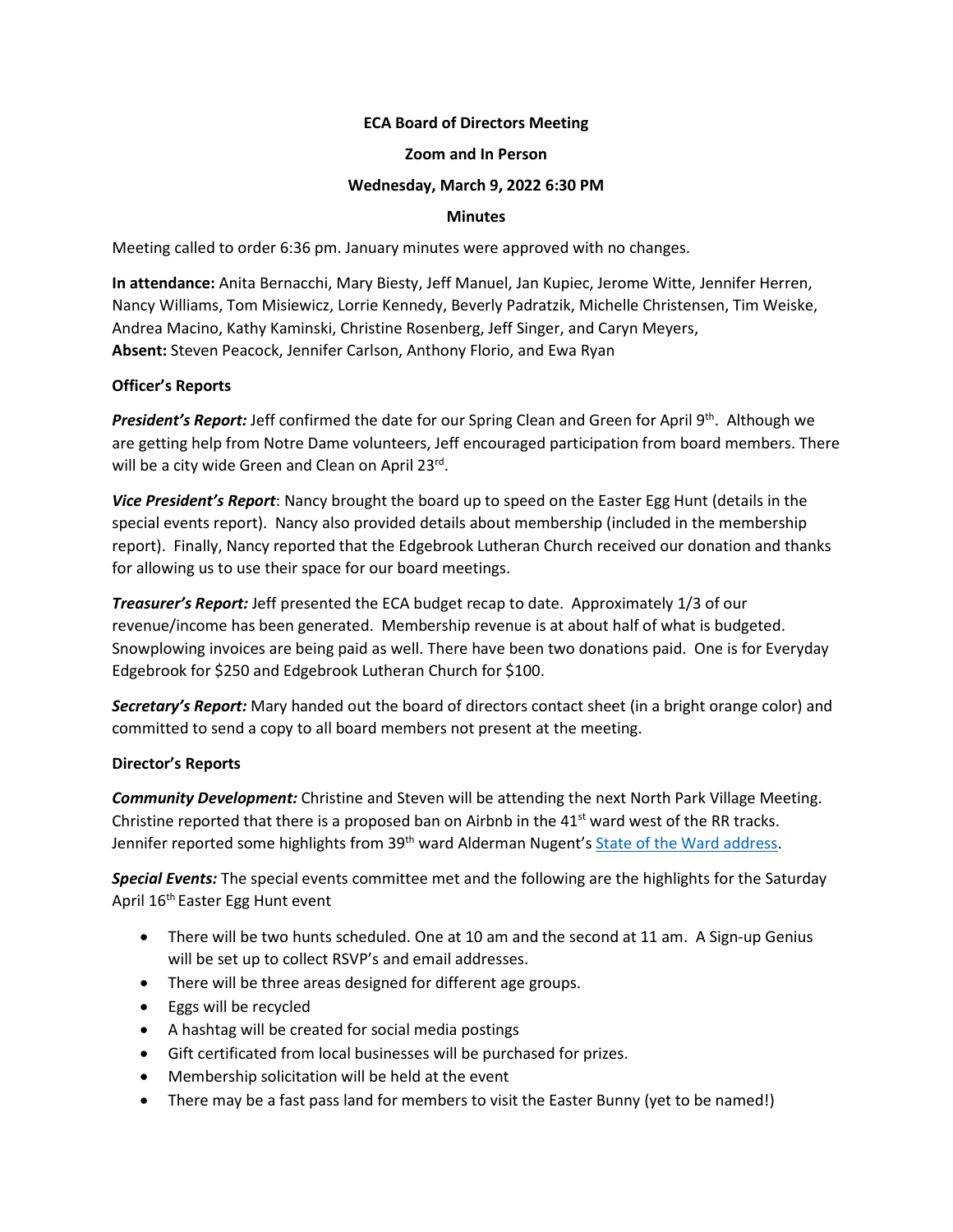**ECA Board of Directors Meeting**

**Zoom and In Person**

**Wednesday, March 9, 2022 6:30 PM**

**Minutes**

Meeting called to order 6:36 pm. January minutes were approved with no changes.

**In attendance:** Anita Bernacchi, Mary Biesty, Jeff Manuel, Jan Kupiec, Jerome Witte, Jennifer Herren, Nancy Williams, Tom Misiewicz, Lorrie Kennedy, Beverly Padratzik, Michelle Christensen, Tim Weiske, Andrea Macino, Kathy Kaminski, Christine Rosenberg, Jeff Singer, and Caryn Meyers,
**Absent:** Steven Peacock, Jennifer Carlson, Anthony Florio, and Ewa Ryan

**Officer's Reports**

***President's Report:*** Jeff confirmed the date for our Spring Clean and Green for April 9th. Although we are getting help from Notre Dame volunteers, Jeff encouraged participation from board members. There will be a city wide Green and Clean on April 23rd.

***Vice President's Report***: Nancy brought the board up to speed on the Easter Egg Hunt (details in the special events report). Nancy also provided details about membership (included in the membership report). Finally, Nancy reported that the Edgebrook Lutheran Church received our donation and thanks for allowing us to use their space for our board meetings.

***Treasurer's Report:*** Jeff presented the ECA budget recap to date. Approximately 1/3 of our revenue/income has been generated. Membership revenue is at about half of what is budgeted. Snowplowing invoices are being paid as well. There have been two donations paid. One is for Everyday Edgebrook for $250 and Edgebrook Lutheran Church for $100.

***Secretary's Report:*** Mary handed out the board of directors contact sheet (in a bright orange color) and committed to send a copy to all board members not present at the meeting.

**Director's Reports**

***Community Development:*** Christine and Steven will be attending the next North Park Village Meeting. Christine reported that there is a proposed ban on Airbnb in the 41st ward west of the RR tracks. Jennifer reported some highlights from 39th ward Alderman Nugent's State of the Ward address.

***Special Events:*** The special events committee met and the following are the highlights for the Saturday April 16th Easter Egg Hunt event

- There will be two hunts scheduled. One at 10 am and the second at 11 am. A Sign-up Genius will be set up to collect RSVP's and email addresses.
- There will be three areas designed for different age groups.
- Eggs will be recycled
- A hashtag will be created for social media postings
- Gift certificated from local businesses will be purchased for prizes.
- Membership solicitation will be held at the event
- There may be a fast pass land for members to visit the Easter Bunny (yet to be named!)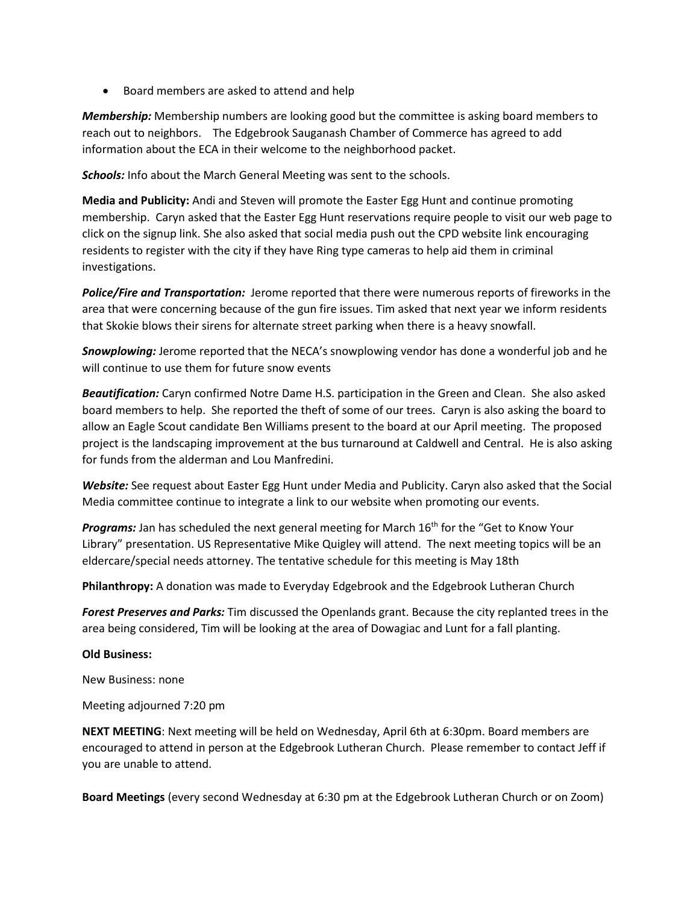- Board members are asked to attend and help

***Membership:*** Membership numbers are looking good but the committee is asking board members to reach out to neighbors. The Edgebrook Sauganash Chamber of Commerce has agreed to add information about the ECA in their welcome to the neighborhood packet.

***Schools:*** Info about the March General Meeting was sent to the schools.

**Media and Publicity:** Andi and Steven will promote the Easter Egg Hunt and continue promoting membership. Caryn asked that the Easter Egg Hunt reservations require people to visit our web page to click on the signup link. She also asked that social media push out the CPD website link encouraging residents to register with the city if they have Ring type cameras to help aid them in criminal investigations.

***Police/Fire and Transportation:*** Jerome reported that there were numerous reports of fireworks in the area that were concerning because of the gun fire issues. Tim asked that next year we inform residents that Skokie blows their sirens for alternate street parking when there is a heavy snowfall.

***Snowplowing:*** Jerome reported that the NECA's snowplowing vendor has done a wonderful job and he will continue to use them for future snow events

***Beautification:*** Caryn confirmed Notre Dame H.S. participation in the Green and Clean. She also asked board members to help. She reported the theft of some of our trees. Caryn is also asking the board to allow an Eagle Scout candidate Ben Williams present to the board at our April meeting. The proposed project is the landscaping improvement at the bus turnaround at Caldwell and Central. He is also asking for funds from the alderman and Lou Manfredini.

***Website:*** See request about Easter Egg Hunt under Media and Publicity. Caryn also asked that the Social Media committee continue to integrate a link to our website when promoting our events.

***Programs:*** Jan has scheduled the next general meeting for March 16th for the "Get to Know Your Library" presentation. US Representative Mike Quigley will attend. The next meeting topics will be an eldercare/special needs attorney. The tentative schedule for this meeting is May 18th

**Philanthropy:** A donation was made to Everyday Edgebrook and the Edgebrook Lutheran Church

***Forest Preserves and Parks:*** Tim discussed the Openlands grant. Because the city replanted trees in the area being considered, Tim will be looking at the area of Dowagiac and Lunt for a fall planting.

**Old Business:**

New Business: none

Meeting adjourned 7:20 pm

**NEXT MEETING**: Next meeting will be held on Wednesday, April 6th at 6:30pm. Board members are encouraged to attend in person at the Edgebrook Lutheran Church. Please remember to contact Jeff if you are unable to attend.

**Board Meetings** (every second Wednesday at 6:30 pm at the Edgebrook Lutheran Church or on Zoom)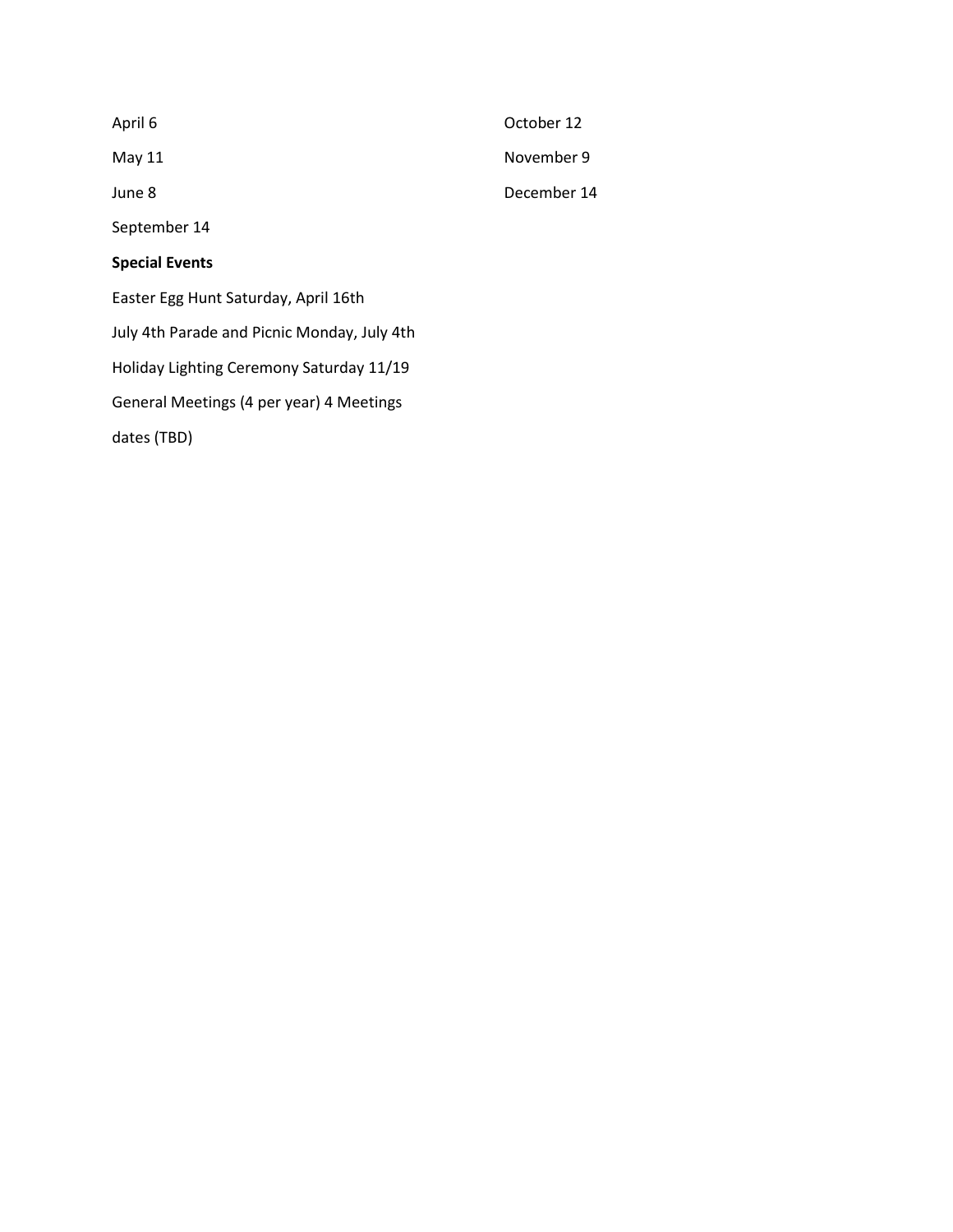April 6

May 11

June 8

September 14

October 12

November 9

December 14

**Special Events**

Easter Egg Hunt Saturday, April 16th

July 4th Parade and Picnic Monday, July 4th

Holiday Lighting Ceremony Saturday 11/19

General Meetings (4 per year) 4 Meetings dates (TBD)